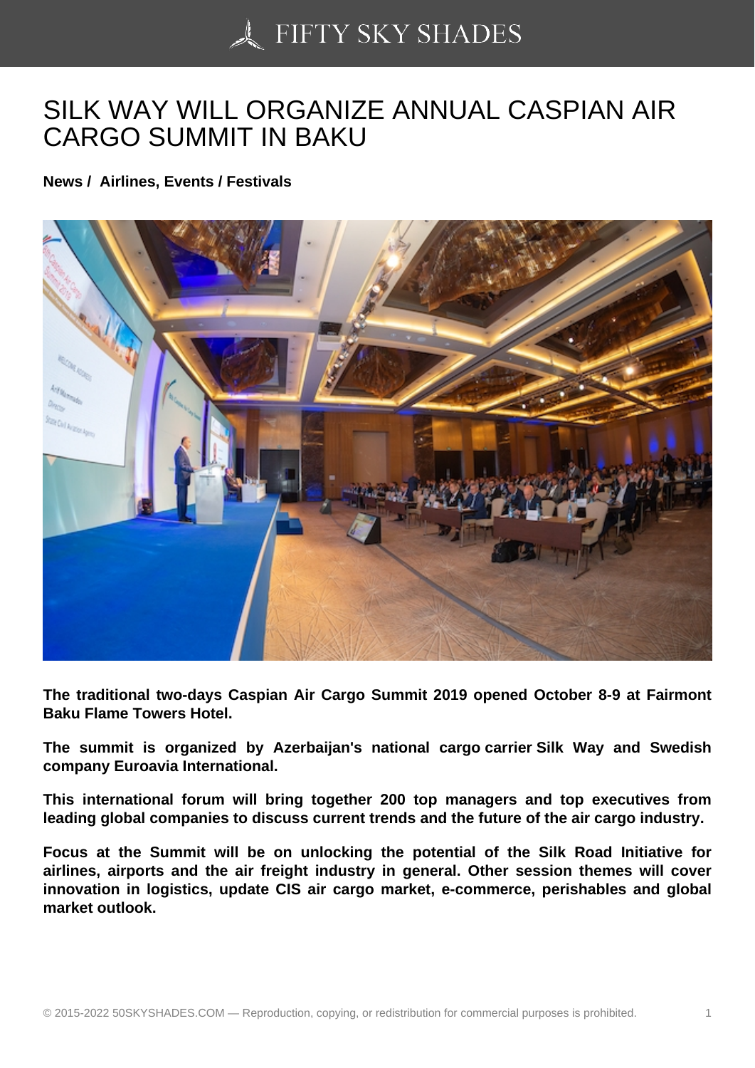# SILK WAY WILL ORGANIZE ANNUAL CASPIAN AIR CARGO SUMMIT IN BAKU

**News / Airlines, Events / Festivals**

**The traditional two-days Caspian Air Cargo Summit 2019 opened October 8-9 at Fairmont Baku Flame Towers Hotel.**

**The summit is organized by Azerbaijan's national cargo carrier Silk Way and Swedish company Euroavia International.**

**This international forum will bring together 200 top managers and top executives from leading global companies to discuss current trends and the future of the air cargo industry.**

**Focus at the Summit will be on unlocking the potential of the Silk Road Initiative for airlines, airports and the air freight industry in general. Other session themes will cover innovation in logistics, update CIS air cargo market, e-commerce, perishables and global market outlook.**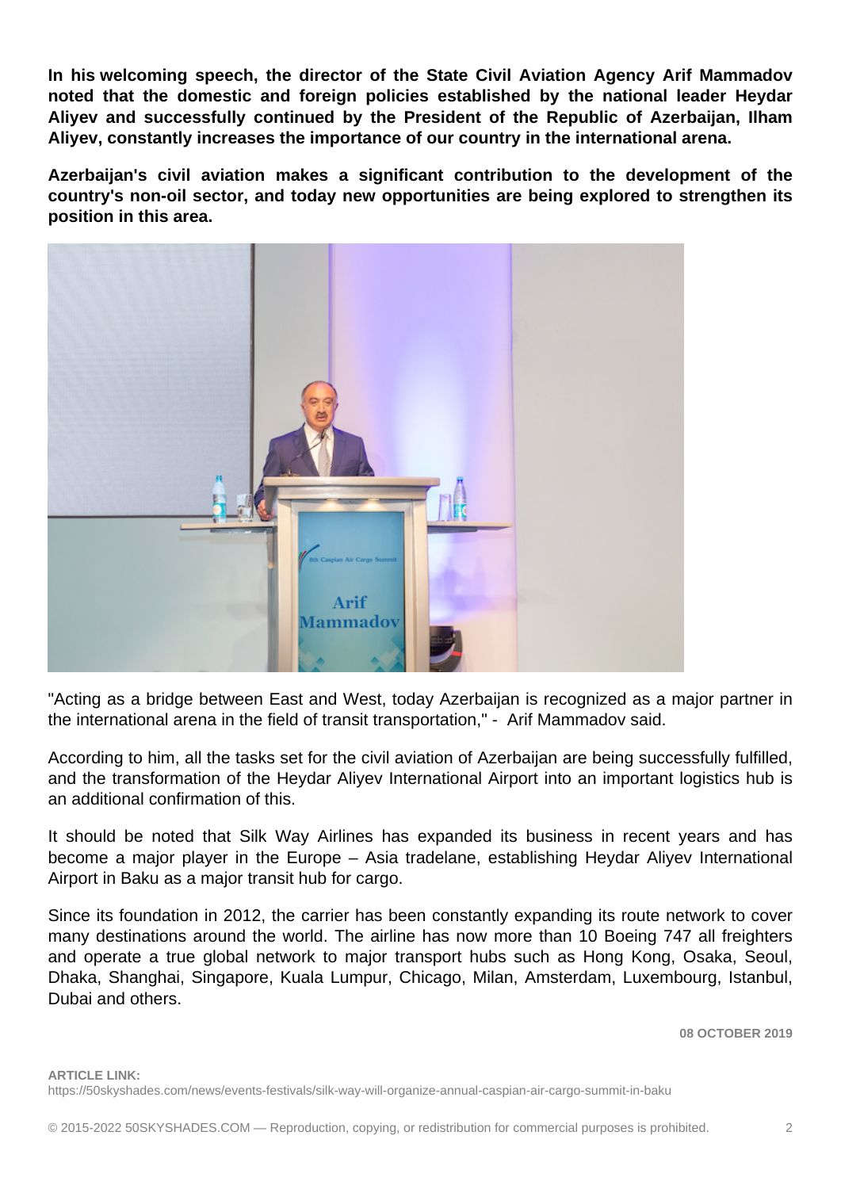**In his welcoming speech, the director of the State Civil Aviation Agency Arif Mammadov noted that the domestic and foreign policies established by the national leader Heydar Aliyev and successfully continued by the President of the Republic of Azerbaijan, Ilham Aliyev, constantly increases the importance of our country in the international arena.**

**Azerbaijan's civil aviation makes a significant contribution to the development of the country's non-oil sector, and today new opportunities are being explored to strengthen its position in this area.**

"Acting as a bridge between East and West, today Azerbaijan is recognized as a major partner in the international arena in the field of transit transportation," - Arif Mammadov said.

According to him, all the tasks set for the civil aviation of Azerbaijan are being successfully fulfilled, and the transformation of the Heydar Aliyev International Airport into an important logistics hub is an additional confirmation of this.

It should be noted that Silk Way Airlines has expanded its business in recent years and has become a major player in the Europe – Asia tradelane, establishing Heydar Aliyev International Airport in Baku as a major transit hub for cargo.

Since its foundation in 2012, the carrier has been constantly expanding its route network to cover many destinations around the world. The airline has now more than 10 Boeing 747 all freighters and operate a true global network to major transport hubs such as Hong Kong, Osaka, Seoul, Dhaka, Shanghai, Singapore, Kuala Lumpur, Chicago, Milan, Amsterdam, Luxembourg, Istanbul, Dubai and others.

**08 OCTOBER 2019**

**ARTICLE LINK:**
https://50skyshades.com/news/events-festivals/silk-way-will-organize-annual-caspian-air-cargo-summit-in-baku

© 2015-2022 50SKYSHADES.COM — Reproduction, copying, or redistribution for commercial purposes is prohibited.